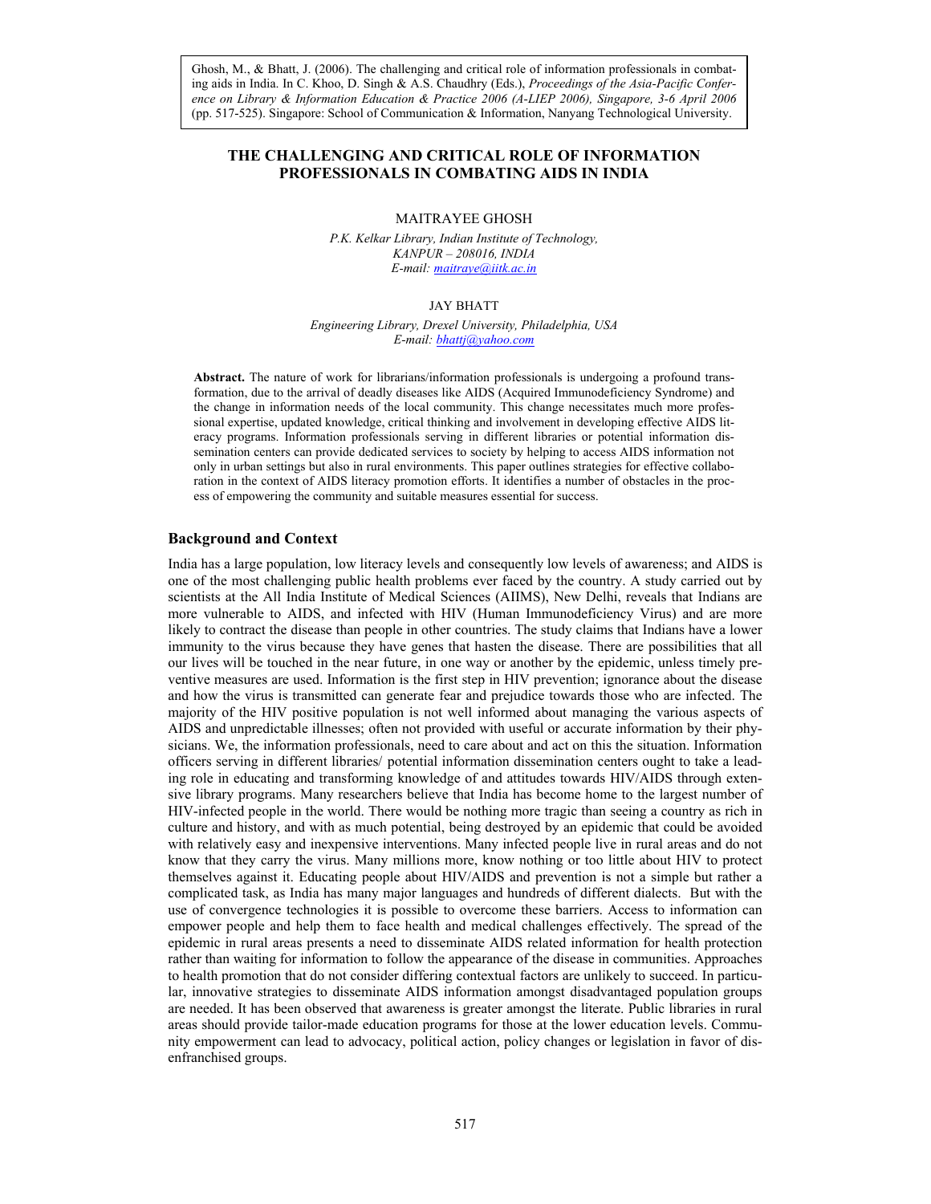Ghosh, M., & Bhatt, J. (2006). The challenging and critical role of information professionals in combating aids in India. In C. Khoo, D. Singh & A.S. Chaudhry (Eds.), *Proceedings of the Asia-Pacific Conference on Library & Information Education & Practice 2006 (A-LIEP 2006), Singapore, 3-6 April 2006* (pp. 517-525). Singapore: School of Communication & Information, Nanyang Technological University.

# THE CHALLENGING AND CRITICAL ROLE OF INFORMATION PROFESSIONALS IN COMBATING AIDS IN INDIA

MAITRAYEE GHOSH

*P.K. Kelkar Library, Indian Institute of Technology,*
*KANPUR – 208016, INDIA*
*E-mail: maitraye@iitk.ac.in*

JAY BHATT

*Engineering Library, Drexel University, Philadelphia, USA*
*E-mail: bhattj@yahoo.com*

**Abstract.** The nature of work for librarians/information professionals is undergoing a profound transformation, due to the arrival of deadly diseases like AIDS (Acquired Immunodeficiency Syndrome) and the change in information needs of the local community. This change necessitates much more professional expertise, updated knowledge, critical thinking and involvement in developing effective AIDS literacy programs. Information professionals serving in different libraries or potential information dissemination centers can provide dedicated services to society by helping to access AIDS information not only in urban settings but also in rural environments. This paper outlines strategies for effective collaboration in the context of AIDS literacy promotion efforts. It identifies a number of obstacles in the process of empowering the community and suitable measures essential for success.

## Background and Context

India has a large population, low literacy levels and consequently low levels of awareness; and AIDS is one of the most challenging public health problems ever faced by the country. A study carried out by scientists at the All India Institute of Medical Sciences (AIIMS), New Delhi, reveals that Indians are more vulnerable to AIDS, and infected with HIV (Human Immunodeficiency Virus) and are more likely to contract the disease than people in other countries. The study claims that Indians have a lower immunity to the virus because they have genes that hasten the disease. There are possibilities that all our lives will be touched in the near future, in one way or another by the epidemic, unless timely preventive measures are used. Information is the first step in HIV prevention; ignorance about the disease and how the virus is transmitted can generate fear and prejudice towards those who are infected. The majority of the HIV positive population is not well informed about managing the various aspects of AIDS and unpredictable illnesses; often not provided with useful or accurate information by their physicians. We, the information professionals, need to care about and act on this the situation. Information officers serving in different libraries/ potential information dissemination centers ought to take a leading role in educating and transforming knowledge of and attitudes towards HIV/AIDS through extensive library programs. Many researchers believe that India has become home to the largest number of HIV-infected people in the world. There would be nothing more tragic than seeing a country as rich in culture and history, and with as much potential, being destroyed by an epidemic that could be avoided with relatively easy and inexpensive interventions. Many infected people live in rural areas and do not know that they carry the virus. Many millions more, know nothing or too little about HIV to protect themselves against it. Educating people about HIV/AIDS and prevention is not a simple but rather a complicated task, as India has many major languages and hundreds of different dialects. But with the use of convergence technologies it is possible to overcome these barriers. Access to information can empower people and help them to face health and medical challenges effectively. The spread of the epidemic in rural areas presents a need to disseminate AIDS related information for health protection rather than waiting for information to follow the appearance of the disease in communities. Approaches to health promotion that do not consider differing contextual factors are unlikely to succeed. In particular, innovative strategies to disseminate AIDS information amongst disadvantaged population groups are needed. It has been observed that awareness is greater amongst the literate. Public libraries in rural areas should provide tailor-made education programs for those at the lower education levels. Community empowerment can lead to advocacy, political action, policy changes or legislation in favor of disenfranchised groups.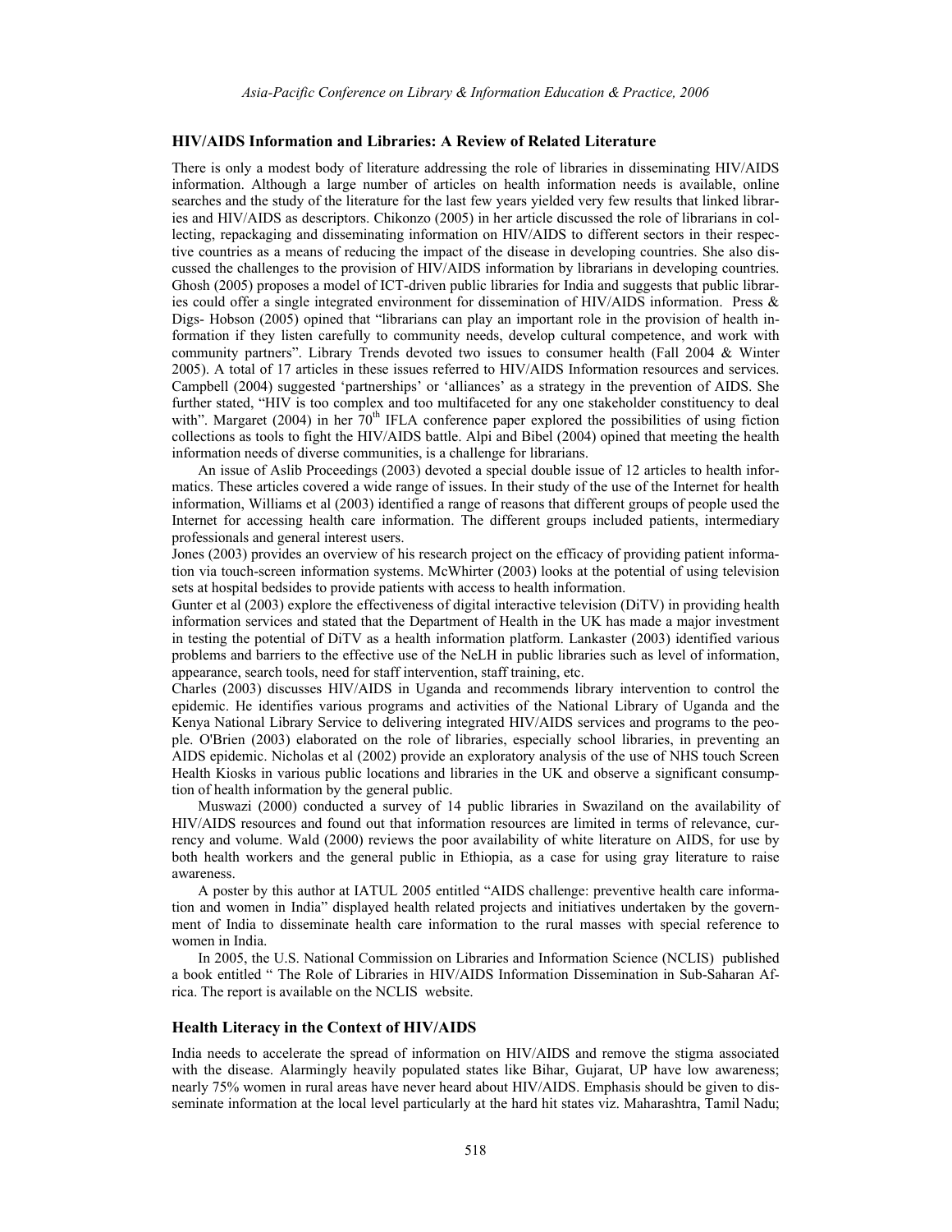## HIV/AIDS Information and Libraries: A Review of Related Literature

There is only a modest body of literature addressing the role of libraries in disseminating HIV/AIDS information. Although a large number of articles on health information needs is available, online searches and the study of the literature for the last few years yielded very few results that linked libraries and HIV/AIDS as descriptors. Chikonzo (2005) in her article discussed the role of librarians in collecting, repackaging and disseminating information on HIV/AIDS to different sectors in their respective countries as a means of reducing the impact of the disease in developing countries. She also discussed the challenges to the provision of HIV/AIDS information by librarians in developing countries. Ghosh (2005) proposes a model of ICT-driven public libraries for India and suggests that public libraries could offer a single integrated environment for dissemination of HIV/AIDS information. Press & Digs- Hobson (2005) opined that "librarians can play an important role in the provision of health information if they listen carefully to community needs, develop cultural competence, and work with community partners". Library Trends devoted two issues to consumer health (Fall 2004 & Winter 2005). A total of 17 articles in these issues referred to HIV/AIDS Information resources and services. Campbell (2004) suggested 'partnerships' or 'alliances' as a strategy in the prevention of AIDS. She further stated, "HIV is too complex and too multifaceted for any one stakeholder constituency to deal with". Margaret (2004) in her 70th IFLA conference paper explored the possibilities of using fiction collections as tools to fight the HIV/AIDS battle. Alpi and Bibel (2004) opined that meeting the health information needs of diverse communities, is a challenge for librarians.

An issue of Aslib Proceedings (2003) devoted a special double issue of 12 articles to health informatics. These articles covered a wide range of issues. In their study of the use of the Internet for health information, Williams et al (2003) identified a range of reasons that different groups of people used the Internet for accessing health care information. The different groups included patients, intermediary professionals and general interest users.

Jones (2003) provides an overview of his research project on the efficacy of providing patient information via touch-screen information systems. McWhirter (2003) looks at the potential of using television sets at hospital bedsides to provide patients with access to health information.

Gunter et al (2003) explore the effectiveness of digital interactive television (DiTV) in providing health information services and stated that the Department of Health in the UK has made a major investment in testing the potential of DiTV as a health information platform. Lankaster (2003) identified various problems and barriers to the effective use of the NeLH in public libraries such as level of information, appearance, search tools, need for staff intervention, staff training, etc.

Charles (2003) discusses HIV/AIDS in Uganda and recommends library intervention to control the epidemic. He identifies various programs and activities of the National Library of Uganda and the Kenya National Library Service to delivering integrated HIV/AIDS services and programs to the people. O'Brien (2003) elaborated on the role of libraries, especially school libraries, in preventing an AIDS epidemic. Nicholas et al (2002) provide an exploratory analysis of the use of NHS touch Screen Health Kiosks in various public locations and libraries in the UK and observe a significant consumption of health information by the general public.

Muswazi (2000) conducted a survey of 14 public libraries in Swaziland on the availability of HIV/AIDS resources and found out that information resources are limited in terms of relevance, currency and volume. Wald (2000) reviews the poor availability of white literature on AIDS, for use by both health workers and the general public in Ethiopia, as a case for using gray literature to raise awareness.

A poster by this author at IATUL 2005 entitled "AIDS challenge: preventive health care information and women in India" displayed health related projects and initiatives undertaken by the government of India to disseminate health care information to the rural masses with special reference to women in India.

In 2005, the U.S. National Commission on Libraries and Information Science (NCLIS) published a book entitled " The Role of Libraries in HIV/AIDS Information Dissemination in Sub-Saharan Africa. The report is available on the NCLIS website.

## Health Literacy in the Context of HIV/AIDS

India needs to accelerate the spread of information on HIV/AIDS and remove the stigma associated with the disease. Alarmingly heavily populated states like Bihar, Gujarat, UP have low awareness; nearly 75% women in rural areas have never heard about HIV/AIDS. Emphasis should be given to disseminate information at the local level particularly at the hard hit states viz. Maharashtra, Tamil Nadu;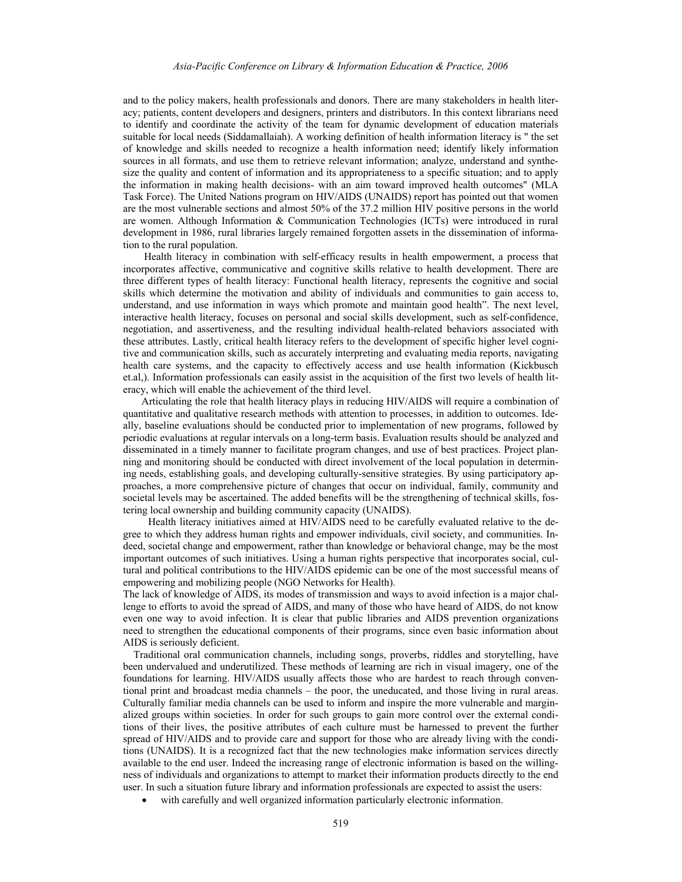and to the policy makers, health professionals and donors. There are many stakeholders in health literacy; patients, content developers and designers, printers and distributors. In this context librarians need to identify and coordinate the activity of the team for dynamic development of education materials suitable for local needs (Siddamallaiah). A working definition of health information literacy is " the set of knowledge and skills needed to recognize a health information need; identify likely information sources in all formats, and use them to retrieve relevant information; analyze, understand and synthesize the quality and content of information and its appropriateness to a specific situation; and to apply the information in making health decisions- with an aim toward improved health outcomes" (MLA Task Force). The United Nations program on HIV/AIDS (UNAIDS) report has pointed out that women are the most vulnerable sections and almost 50% of the 37.2 million HIV positive persons in the world are women. Although Information & Communication Technologies (ICTs) were introduced in rural development in 1986, rural libraries largely remained forgotten assets in the dissemination of information to the rural population.

Health literacy in combination with self-efficacy results in health empowerment, a process that incorporates affective, communicative and cognitive skills relative to health development. There are three different types of health literacy: Functional health literacy, represents the cognitive and social skills which determine the motivation and ability of individuals and communities to gain access to, understand, and use information in ways which promote and maintain good health". The next level, interactive health literacy, focuses on personal and social skills development, such as self-confidence, negotiation, and assertiveness, and the resulting individual health-related behaviors associated with these attributes. Lastly, critical health literacy refers to the development of specific higher level cognitive and communication skills, such as accurately interpreting and evaluating media reports, navigating health care systems, and the capacity to effectively access and use health information (Kickbusch et.al,). Information professionals can easily assist in the acquisition of the first two levels of health literacy, which will enable the achievement of the third level.

Articulating the role that health literacy plays in reducing HIV/AIDS will require a combination of quantitative and qualitative research methods with attention to processes, in addition to outcomes. Ideally, baseline evaluations should be conducted prior to implementation of new programs, followed by periodic evaluations at regular intervals on a long-term basis. Evaluation results should be analyzed and disseminated in a timely manner to facilitate program changes, and use of best practices. Project planning and monitoring should be conducted with direct involvement of the local population in determining needs, establishing goals, and developing culturally-sensitive strategies. By using participatory approaches, a more comprehensive picture of changes that occur on individual, family, community and societal levels may be ascertained. The added benefits will be the strengthening of technical skills, fostering local ownership and building community capacity (UNAIDS).

Health literacy initiatives aimed at HIV/AIDS need to be carefully evaluated relative to the degree to which they address human rights and empower individuals, civil society, and communities. Indeed, societal change and empowerment, rather than knowledge or behavioral change, may be the most important outcomes of such initiatives. Using a human rights perspective that incorporates social, cultural and political contributions to the HIV/AIDS epidemic can be one of the most successful means of empowering and mobilizing people (NGO Networks for Health).

The lack of knowledge of AIDS, its modes of transmission and ways to avoid infection is a major challenge to efforts to avoid the spread of AIDS, and many of those who have heard of AIDS, do not know even one way to avoid infection. It is clear that public libraries and AIDS prevention organizations need to strengthen the educational components of their programs, since even basic information about AIDS is seriously deficient.

Traditional oral communication channels, including songs, proverbs, riddles and storytelling, have been undervalued and underutilized. These methods of learning are rich in visual imagery, one of the foundations for learning. HIV/AIDS usually affects those who are hardest to reach through conventional print and broadcast media channels – the poor, the uneducated, and those living in rural areas. Culturally familiar media channels can be used to inform and inspire the more vulnerable and marginalized groups within societies. In order for such groups to gain more control over the external conditions of their lives, the positive attributes of each culture must be harnessed to prevent the further spread of HIV/AIDS and to provide care and support for those who are already living with the conditions (UNAIDS). It is a recognized fact that the new technologies make information services directly available to the end user. Indeed the increasing range of electronic information is based on the willingness of individuals and organizations to attempt to market their information products directly to the end user. In such a situation future library and information professionals are expected to assist the users:

- with carefully and well organized information particularly electronic information.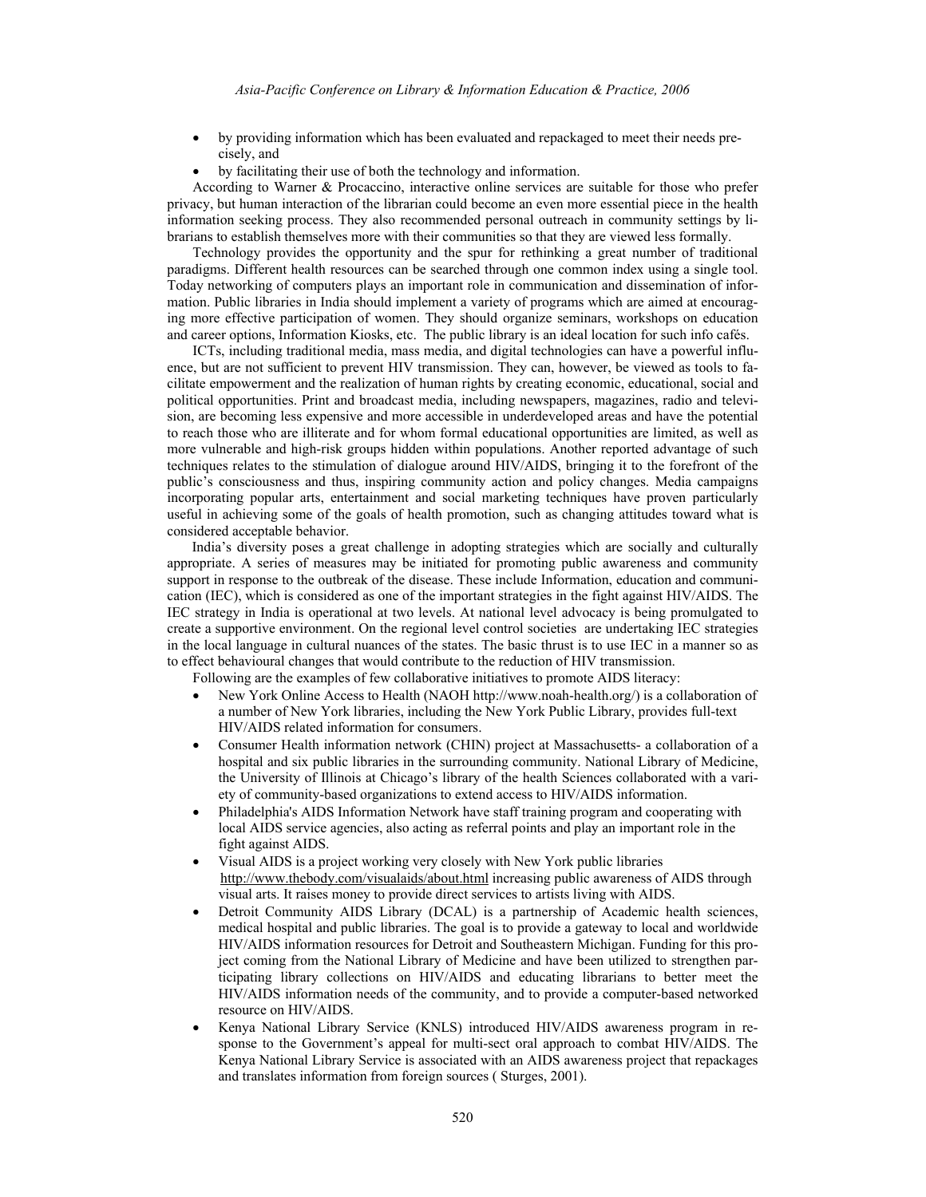- by providing information which has been evaluated and repackaged to meet their needs precisely, and
- by facilitating their use of both the technology and information.

According to Warner & Procaccino, interactive online services are suitable for those who prefer privacy, but human interaction of the librarian could become an even more essential piece in the health information seeking process. They also recommended personal outreach in community settings by librarians to establish themselves more with their communities so that they are viewed less formally.

Technology provides the opportunity and the spur for rethinking a great number of traditional paradigms. Different health resources can be searched through one common index using a single tool. Today networking of computers plays an important role in communication and dissemination of information. Public libraries in India should implement a variety of programs which are aimed at encouraging more effective participation of women. They should organize seminars, workshops on education and career options, Information Kiosks, etc. The public library is an ideal location for such info cafés.

ICTs, including traditional media, mass media, and digital technologies can have a powerful influence, but are not sufficient to prevent HIV transmission. They can, however, be viewed as tools to facilitate empowerment and the realization of human rights by creating economic, educational, social and political opportunities. Print and broadcast media, including newspapers, magazines, radio and television, are becoming less expensive and more accessible in underdeveloped areas and have the potential to reach those who are illiterate and for whom formal educational opportunities are limited, as well as more vulnerable and high-risk groups hidden within populations. Another reported advantage of such techniques relates to the stimulation of dialogue around HIV/AIDS, bringing it to the forefront of the public's consciousness and thus, inspiring community action and policy changes. Media campaigns incorporating popular arts, entertainment and social marketing techniques have proven particularly useful in achieving some of the goals of health promotion, such as changing attitudes toward what is considered acceptable behavior.

India's diversity poses a great challenge in adopting strategies which are socially and culturally appropriate. A series of measures may be initiated for promoting public awareness and community support in response to the outbreak of the disease. These include Information, education and communication (IEC), which is considered as one of the important strategies in the fight against HIV/AIDS. The IEC strategy in India is operational at two levels. At national level advocacy is being promulgated to create a supportive environment. On the regional level control societies are undertaking IEC strategies in the local language in cultural nuances of the states. The basic thrust is to use IEC in a manner so as to effect behavioural changes that would contribute to the reduction of HIV transmission.

Following are the examples of few collaborative initiatives to promote AIDS literacy:

- New York Online Access to Health (NAOH http://www.noah-health.org/) is a collaboration of a number of New York libraries, including the New York Public Library, provides full-text HIV/AIDS related information for consumers.
- Consumer Health information network (CHIN) project at Massachusetts- a collaboration of a hospital and six public libraries in the surrounding community. National Library of Medicine, the University of Illinois at Chicago's library of the health Sciences collaborated with a variety of community-based organizations to extend access to HIV/AIDS information.
- Philadelphia's AIDS Information Network have staff training program and cooperating with local AIDS service agencies, also acting as referral points and play an important role in the fight against AIDS.
- Visual AIDS is a project working very closely with New York public libraries http://www.thebody.com/visualaids/about.html increasing public awareness of AIDS through visual arts. It raises money to provide direct services to artists living with AIDS.
- Detroit Community AIDS Library (DCAL) is a partnership of Academic health sciences, medical hospital and public libraries. The goal is to provide a gateway to local and worldwide HIV/AIDS information resources for Detroit and Southeastern Michigan. Funding for this project coming from the National Library of Medicine and have been utilized to strengthen participating library collections on HIV/AIDS and educating librarians to better meet the HIV/AIDS information needs of the community, and to provide a computer-based networked resource on HIV/AIDS.
- Kenya National Library Service (KNLS) introduced HIV/AIDS awareness program in response to the Government's appeal for multi-sect oral approach to combat HIV/AIDS. The Kenya National Library Service is associated with an AIDS awareness project that repackages and translates information from foreign sources ( Sturges, 2001).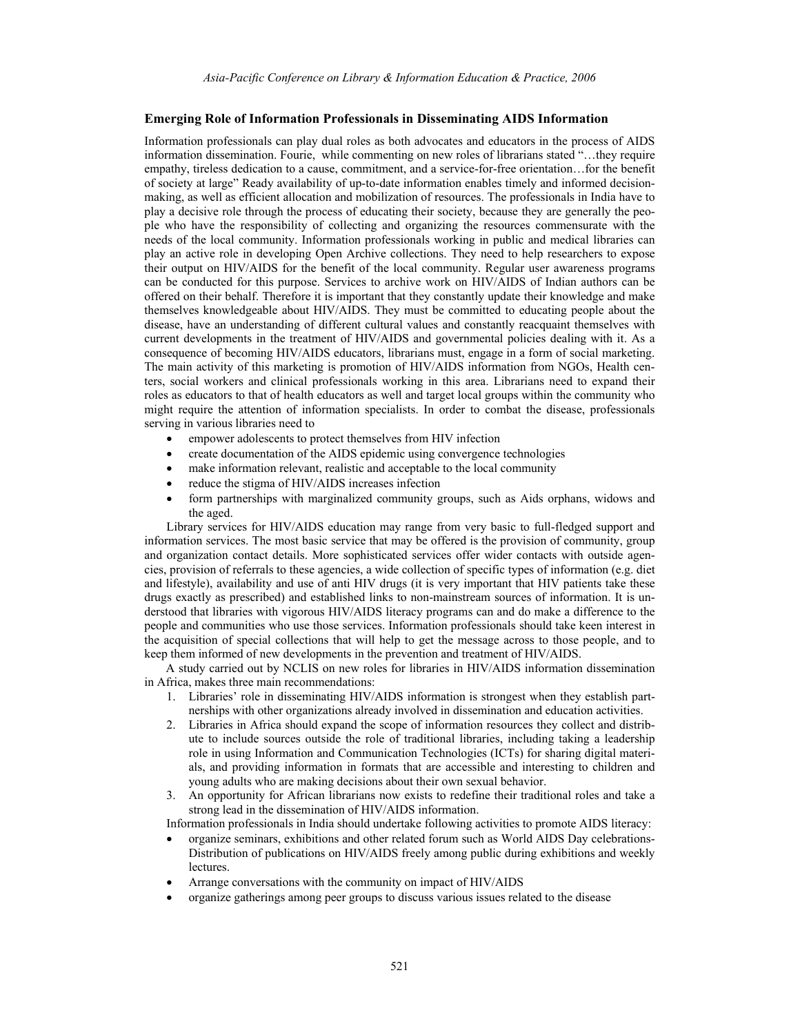### Emerging Role of Information Professionals in Disseminating AIDS Information

Information professionals can play dual roles as both advocates and educators in the process of AIDS information dissemination. Fourie, while commenting on new roles of librarians stated "…they require empathy, tireless dedication to a cause, commitment, and a service-for-free orientation…for the benefit of society at large" Ready availability of up-to-date information enables timely and informed decision-making, as well as efficient allocation and mobilization of resources. The professionals in India have to play a decisive role through the process of educating their society, because they are generally the people who have the responsibility of collecting and organizing the resources commensurate with the needs of the local community. Information professionals working in public and medical libraries can play an active role in developing Open Archive collections. They need to help researchers to expose their output on HIV/AIDS for the benefit of the local community. Regular user awareness programs can be conducted for this purpose. Services to archive work on HIV/AIDS of Indian authors can be offered on their behalf. Therefore it is important that they constantly update their knowledge and make themselves knowledgeable about HIV/AIDS. They must be committed to educating people about the disease, have an understanding of different cultural values and constantly reacquaint themselves with current developments in the treatment of HIV/AIDS and governmental policies dealing with it. As a consequence of becoming HIV/AIDS educators, librarians must, engage in a form of social marketing. The main activity of this marketing is promotion of HIV/AIDS information from NGOs, Health centers, social workers and clinical professionals working in this area. Librarians need to expand their roles as educators to that of health educators as well and target local groups within the community who might require the attention of information specialists. In order to combat the disease, professionals serving in various libraries need to

- empower adolescents to protect themselves from HIV infection
- create documentation of the AIDS epidemic using convergence technologies
- make information relevant, realistic and acceptable to the local community
- reduce the stigma of HIV/AIDS increases infection
- form partnerships with marginalized community groups, such as Aids orphans, widows and the aged.

Library services for HIV/AIDS education may range from very basic to full-fledged support and information services. The most basic service that may be offered is the provision of community, group and organization contact details. More sophisticated services offer wider contacts with outside agencies, provision of referrals to these agencies, a wide collection of specific types of information (e.g. diet and lifestyle), availability and use of anti HIV drugs (it is very important that HIV patients take these drugs exactly as prescribed) and established links to non-mainstream sources of information. It is understood that libraries with vigorous HIV/AIDS literacy programs can and do make a difference to the people and communities who use those services. Information professionals should take keen interest in the acquisition of special collections that will help to get the message across to those people, and to keep them informed of new developments in the prevention and treatment of HIV/AIDS.

A study carried out by NCLIS on new roles for libraries in HIV/AIDS information dissemination in Africa, makes three main recommendations:

1. Libraries' role in disseminating HIV/AIDS information is strongest when they establish partnerships with other organizations already involved in dissemination and education activities.
2. Libraries in Africa should expand the scope of information resources they collect and distribute to include sources outside the role of traditional libraries, including taking a leadership role in using Information and Communication Technologies (ICTs) for sharing digital materials, and providing information in formats that are accessible and interesting to children and young adults who are making decisions about their own sexual behavior.
3. An opportunity for African librarians now exists to redefine their traditional roles and take a strong lead in the dissemination of HIV/AIDS information.

Information professionals in India should undertake following activities to promote AIDS literacy:

- organize seminars, exhibitions and other related forum such as World AIDS Day celebrations- Distribution of publications on HIV/AIDS freely among public during exhibitions and weekly lectures.
- Arrange conversations with the community on impact of HIV/AIDS
- organize gatherings among peer groups to discuss various issues related to the disease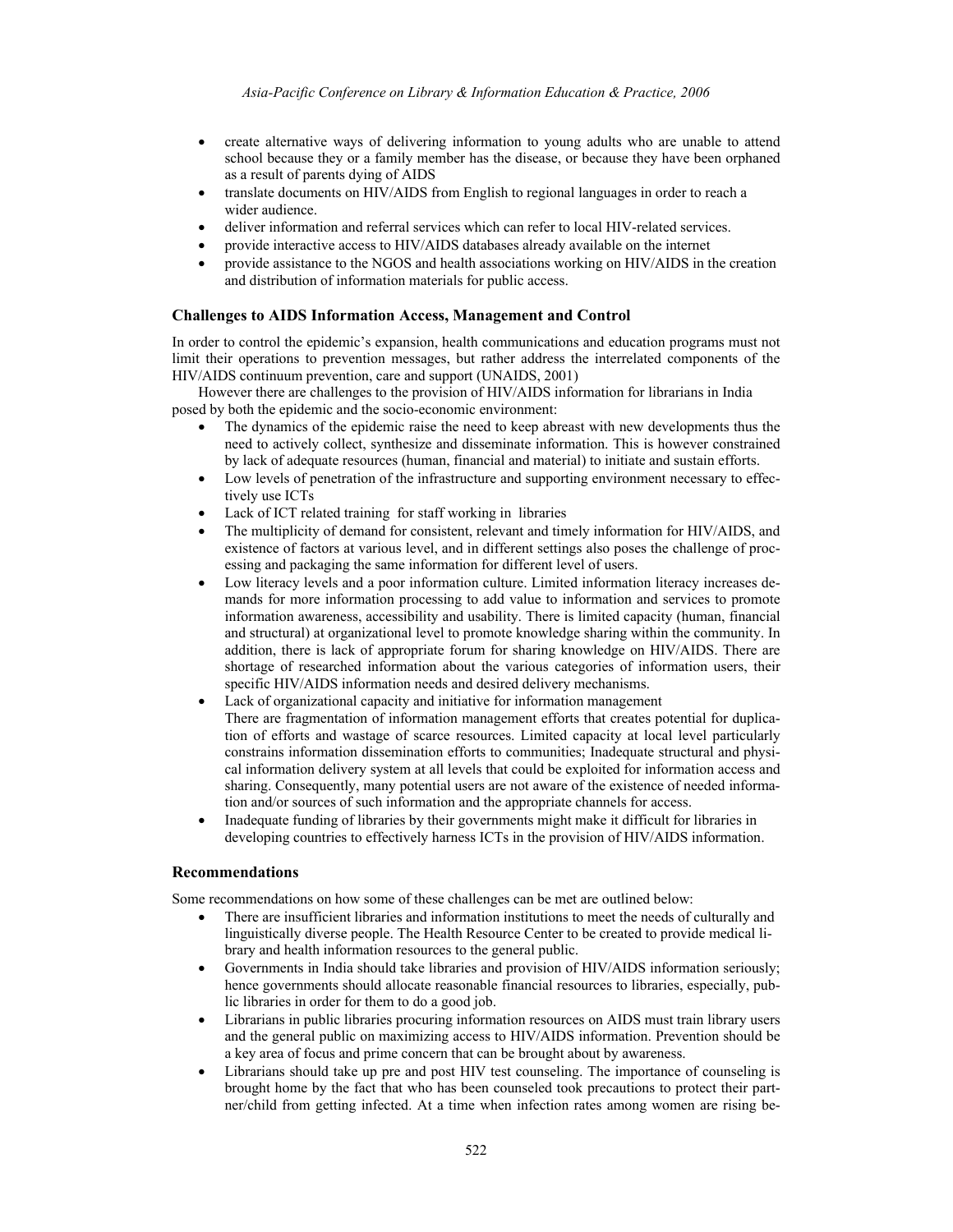- create alternative ways of delivering information to young adults who are unable to attend school because they or a family member has the disease, or because they have been orphaned as a result of parents dying of AIDS
- translate documents on HIV/AIDS from English to regional languages in order to reach a wider audience.
- deliver information and referral services which can refer to local HIV-related services.
- provide interactive access to HIV/AIDS databases already available on the internet
- provide assistance to the NGOS and health associations working on HIV/AIDS in the creation and distribution of information materials for public access.

### Challenges to AIDS Information Access, Management and Control

In order to control the epidemic's expansion, health communications and education programs must not limit their operations to prevention messages, but rather address the interrelated components of the HIV/AIDS continuum prevention, care and support (UNAIDS, 2001)

However there are challenges to the provision of HIV/AIDS information for librarians in India posed by both the epidemic and the socio-economic environment:

- The dynamics of the epidemic raise the need to keep abreast with new developments thus the need to actively collect, synthesize and disseminate information. This is however constrained by lack of adequate resources (human, financial and material) to initiate and sustain efforts.
- Low levels of penetration of the infrastructure and supporting environment necessary to effectively use ICTs
- Lack of ICT related training for staff working in libraries
- The multiplicity of demand for consistent, relevant and timely information for HIV/AIDS, and existence of factors at various level, and in different settings also poses the challenge of processing and packaging the same information for different level of users.
- Low literacy levels and a poor information culture. Limited information literacy increases demands for more information processing to add value to information and services to promote information awareness, accessibility and usability. There is limited capacity (human, financial and structural) at organizational level to promote knowledge sharing within the community. In addition, there is lack of appropriate forum for sharing knowledge on HIV/AIDS. There are shortage of researched information about the various categories of information users, their specific HIV/AIDS information needs and desired delivery mechanisms.
- Lack of organizational capacity and initiative for information management
  There are fragmentation of information management efforts that creates potential for duplication of efforts and wastage of scarce resources. Limited capacity at local level particularly constrains information dissemination efforts to communities; Inadequate structural and physical information delivery system at all levels that could be exploited for information access and sharing. Consequently, many potential users are not aware of the existence of needed information and/or sources of such information and the appropriate channels for access.
- Inadequate funding of libraries by their governments might make it difficult for libraries in developing countries to effectively harness ICTs in the provision of HIV/AIDS information.

### Recommendations

Some recommendations on how some of these challenges can be met are outlined below:

- There are insufficient libraries and information institutions to meet the needs of culturally and linguistically diverse people. The Health Resource Center to be created to provide medical library and health information resources to the general public.
- Governments in India should take libraries and provision of HIV/AIDS information seriously; hence governments should allocate reasonable financial resources to libraries, especially, public libraries in order for them to do a good job.
- Librarians in public libraries procuring information resources on AIDS must train library users and the general public on maximizing access to HIV/AIDS information. Prevention should be a key area of focus and prime concern that can be brought about by awareness.
- Librarians should take up pre and post HIV test counseling. The importance of counseling is brought home by the fact that who has been counseled took precautions to protect their partner/child from getting infected. At a time when infection rates among women are rising be-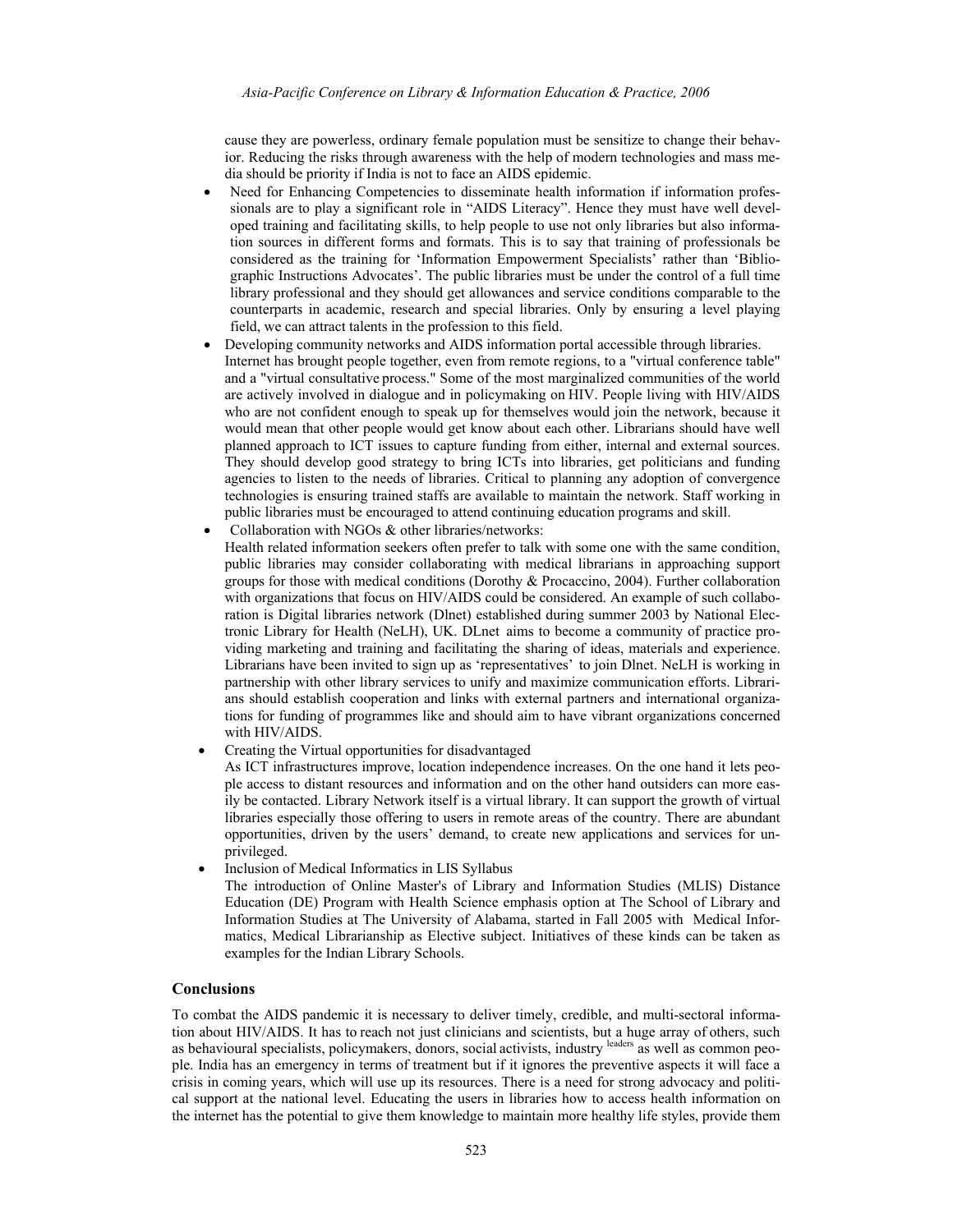cause they are powerless, ordinary female population must be sensitize to change their behavior. Reducing the risks through awareness with the help of modern technologies and mass media should be priority if India is not to face an AIDS epidemic.

- Need for Enhancing Competencies to disseminate health information if information professionals are to play a significant role in "AIDS Literacy". Hence they must have well developed training and facilitating skills, to help people to use not only libraries but also information sources in different forms and formats. This is to say that training of professionals be considered as the training for 'Information Empowerment Specialists' rather than 'Bibliographic Instructions Advocates'. The public libraries must be under the control of a full time library professional and they should get allowances and service conditions comparable to the counterparts in academic, research and special libraries. Only by ensuring a level playing field, we can attract talents in the profession to this field.
- Developing community networks and AIDS information portal accessible through libraries. Internet has brought people together, even from remote regions, to a "virtual conference table" and a "virtual consultative process." Some of the most marginalized communities of the world are actively involved in dialogue and in policymaking on HIV. People living with HIV/AIDS who are not confident enough to speak up for themselves would join the network, because it would mean that other people would get know about each other. Librarians should have well planned approach to ICT issues to capture funding from either, internal and external sources. They should develop good strategy to bring ICTs into libraries, get politicians and funding agencies to listen to the needs of libraries. Critical to planning any adoption of convergence technologies is ensuring trained staffs are available to maintain the network. Staff working in public libraries must be encouraged to attend continuing education programs and skill.
- Collaboration with NGOs & other libraries/networks:
  Health related information seekers often prefer to talk with some one with the same condition, public libraries may consider collaborating with medical librarians in approaching support groups for those with medical conditions (Dorothy & Procaccino, 2004). Further collaboration with organizations that focus on HIV/AIDS could be considered. An example of such collaboration is Digital libraries network (Dlnet) established during summer 2003 by National Electronic Library for Health (NeLH), UK. DLnet aims to become a community of practice providing marketing and training and facilitating the sharing of ideas, materials and experience. Librarians have been invited to sign up as 'representatives' to join Dlnet. NeLH is working in partnership with other library services to unify and maximize communication efforts. Librarians should establish cooperation and links with external partners and international organizations for funding of programmes like and should aim to have vibrant organizations concerned with HIV/AIDS.
- Creating the Virtual opportunities for disadvantaged
  As ICT infrastructures improve, location independence increases. On the one hand it lets people access to distant resources and information and on the other hand outsiders can more easily be contacted. Library Network itself is a virtual library. It can support the growth of virtual libraries especially those offering to users in remote areas of the country. There are abundant opportunities, driven by the users' demand, to create new applications and services for unprivileged.
- Inclusion of Medical Informatics in LIS Syllabus
  The introduction of Online Master's of Library and Information Studies (MLIS) Distance Education (DE) Program with Health Science emphasis option at The School of Library and Information Studies at The University of Alabama, started in Fall 2005 with Medical Informatics, Medical Librarianship as Elective subject. Initiatives of these kinds can be taken as examples for the Indian Library Schools.

## Conclusions

To combat the AIDS pandemic it is necessary to deliver timely, credible, and multi-sectoral information about HIV/AIDS. It has to reach not just clinicians and scientists, but a huge array of others, such as behavioural specialists, policymakers, donors, social activists, industry leaders as well as common people. India has an emergency in terms of treatment but if it ignores the preventive aspects it will face a crisis in coming years, which will use up its resources. There is a need for strong advocacy and political support at the national level. Educating the users in libraries how to access health information on the internet has the potential to give them knowledge to maintain more healthy life styles, provide them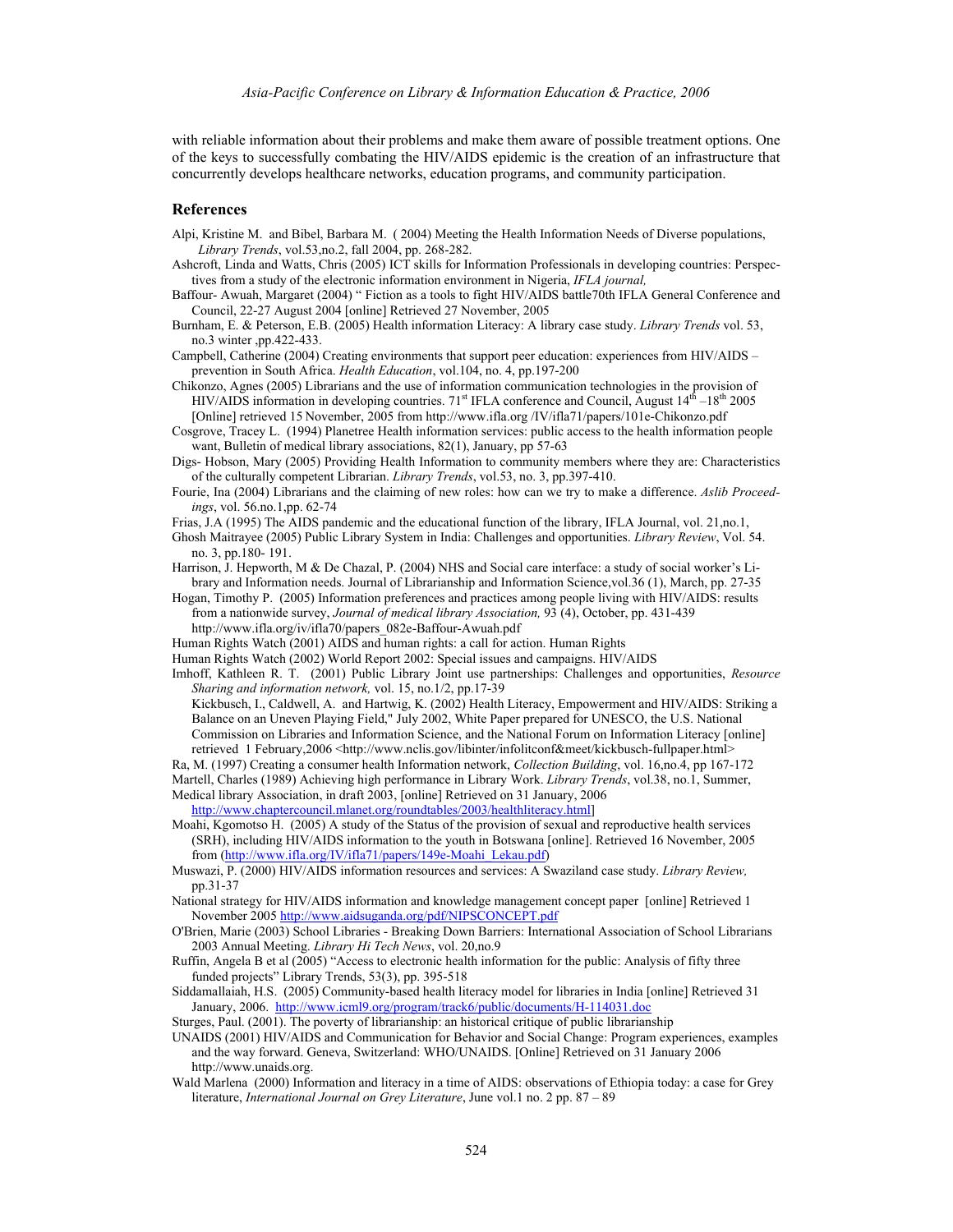with reliable information about their problems and make them aware of possible treatment options. One of the keys to successfully combating the HIV/AIDS epidemic is the creation of an infrastructure that concurrently develops healthcare networks, education programs, and community participation.

## References

Alpi, Kristine M. and Bibel, Barbara M. ( 2004) Meeting the Health Information Needs of Diverse populations, *Library Trends*, vol.53,no.2, fall 2004, pp. 268-282.

Ashcroft, Linda and Watts, Chris (2005) ICT skills for Information Professionals in developing countries: Perspectives from a study of the electronic information environment in Nigeria, *IFLA journal,*

Baffour- Awuah, Margaret (2004) " Fiction as a tools to fight HIV/AIDS battle70th IFLA General Conference and Council, 22-27 August 2004 [online] Retrieved 27 November, 2005

Burnham, E. & Peterson, E.B. (2005) Health information Literacy: A library case study. *Library Trends* vol. 53, no.3 winter ,pp.422-433.

Campbell, Catherine (2004) Creating environments that support peer education: experiences from HIV/AIDS – prevention in South Africa. *Health Education*, vol.104, no. 4, pp.197-200

Chikonzo, Agnes (2005) Librarians and the use of information communication technologies in the provision of HIV/AIDS information in developing countries. 71st IFLA conference and Council, August 14th –18th 2005 [Online] retrieved 15 November, 2005 from http://www.ifla.org /IV/ifla71/papers/101e-Chikonzo.pdf

Cosgrove, Tracey L. (1994) Planetree Health information services: public access to the health information people want, Bulletin of medical library associations, 82(1), January, pp 57-63

Digs- Hobson, Mary (2005) Providing Health Information to community members where they are: Characteristics of the culturally competent Librarian. *Library Trends*, vol.53, no. 3, pp.397-410.

Fourie, Ina (2004) Librarians and the claiming of new roles: how can we try to make a difference. *Aslib Proceedings*, vol. 56.no.1,pp. 62-74

Frias, J.A (1995) The AIDS pandemic and the educational function of the library, IFLA Journal, vol. 21,no.1,

Ghosh Maitrayee (2005) Public Library System in India: Challenges and opportunities. *Library Review*, Vol. 54. no. 3, pp.180- 191.

Harrison, J. Hepworth, M & De Chazal, P. (2004) NHS and Social care interface: a study of social worker's Library and Information needs. Journal of Librarianship and Information Science,vol.36 (1), March, pp. 27-35

Hogan, Timothy P. (2005) Information preferences and practices among people living with HIV/AIDS: results from a nationwide survey, *Journal of medical library Association,* 93 (4), October, pp. 431-439 http://www.ifla.org/iv/ifla70/papers_082e-Baffour-Awuah.pdf

Human Rights Watch (2001) AIDS and human rights: a call for action. Human Rights

Human Rights Watch (2002) World Report 2002: Special issues and campaigns. HIV/AIDS

Imhoff, Kathleen R. T. (2001) Public Library Joint use partnerships: Challenges and opportunities, *Resource Sharing and information network,* vol. 15, no.1/2, pp.17-39

Kickbusch, I., Caldwell, A. and Hartwig, K. (2002) Health Literacy, Empowerment and HIV/AIDS: Striking a Balance on an Uneven Playing Field," July 2002, White Paper prepared for UNESCO, the U.S. National Commission on Libraries and Information Science, and the National Forum on Information Literacy [online] retrieved 1 February,2006 <http://www.nclis.gov/libinter/infolitconf&meet/kickbusch-fullpaper.html>

Ra, M. (1997) Creating a consumer health Information network, *Collection Building*, vol. 16,no.4, pp 167-172

Martell, Charles (1989) Achieving high performance in Library Work. *Library Trends*, vol.38, no.1, Summer,

Medical library Association, in draft 2003, [online] Retrieved on 31 January, 2006 http://www.chaptercouncil.mlanet.org/roundtables/2003/healthliteracy.html]

Moahi, Kgomotso H. (2005) A study of the Status of the provision of sexual and reproductive health services (SRH), including HIV/AIDS information to the youth in Botswana [online]. Retrieved 16 November, 2005 from (http://www.ifla.org/IV/ifla71/papers/149e-Moahi_Lekau.pdf)

Muswazi, P. (2000) HIV/AIDS information resources and services: A Swaziland case study. *Library Review,* pp.31-37

National strategy for HIV/AIDS information and knowledge management concept paper [online] Retrieved 1 November 2005 http://www.aidsuganda.org/pdf/NIPSCONCEPT.pdf

O'Brien, Marie (2003) School Libraries - Breaking Down Barriers: International Association of School Librarians 2003 Annual Meeting. *Library Hi Tech News*, vol. 20,no.9

Ruffin, Angela B et al (2005) "Access to electronic health information for the public: Analysis of fifty three funded projects" Library Trends, 53(3), pp. 395-518

Siddamallaiah, H.S. (2005) Community-based health literacy model for libraries in India [online] Retrieved 31 January, 2006. http://www.icml9.org/program/track6/public/documents/H-114031.doc

Sturges, Paul. (2001). The poverty of librarianship: an historical critique of public librarianship

UNAIDS (2001) HIV/AIDS and Communication for Behavior and Social Change: Program experiences, examples and the way forward. Geneva, Switzerland: WHO/UNAIDS. [Online] Retrieved on 31 January 2006 http://www.unaids.org.

Wald Marlena (2000) Information and literacy in a time of AIDS: observations of Ethiopia today: a case for Grey literature, *International Journal on Grey Literature*, June vol.1 no. 2 pp. 87 – 89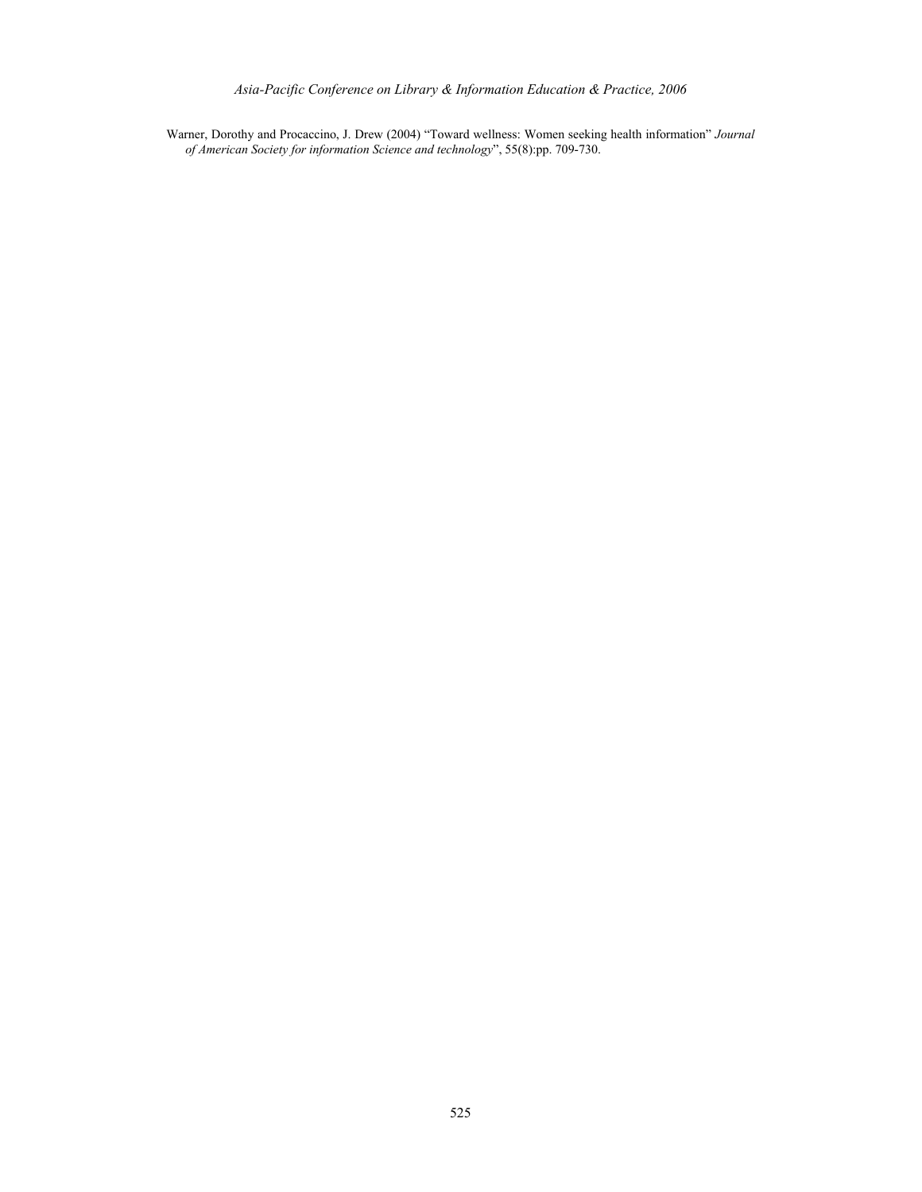Warner, Dorothy and Procaccino, J. Drew (2004) "Toward wellness: Women seeking health information" *Journal of American Society for information Science and technology*", 55(8):pp. 709-730.